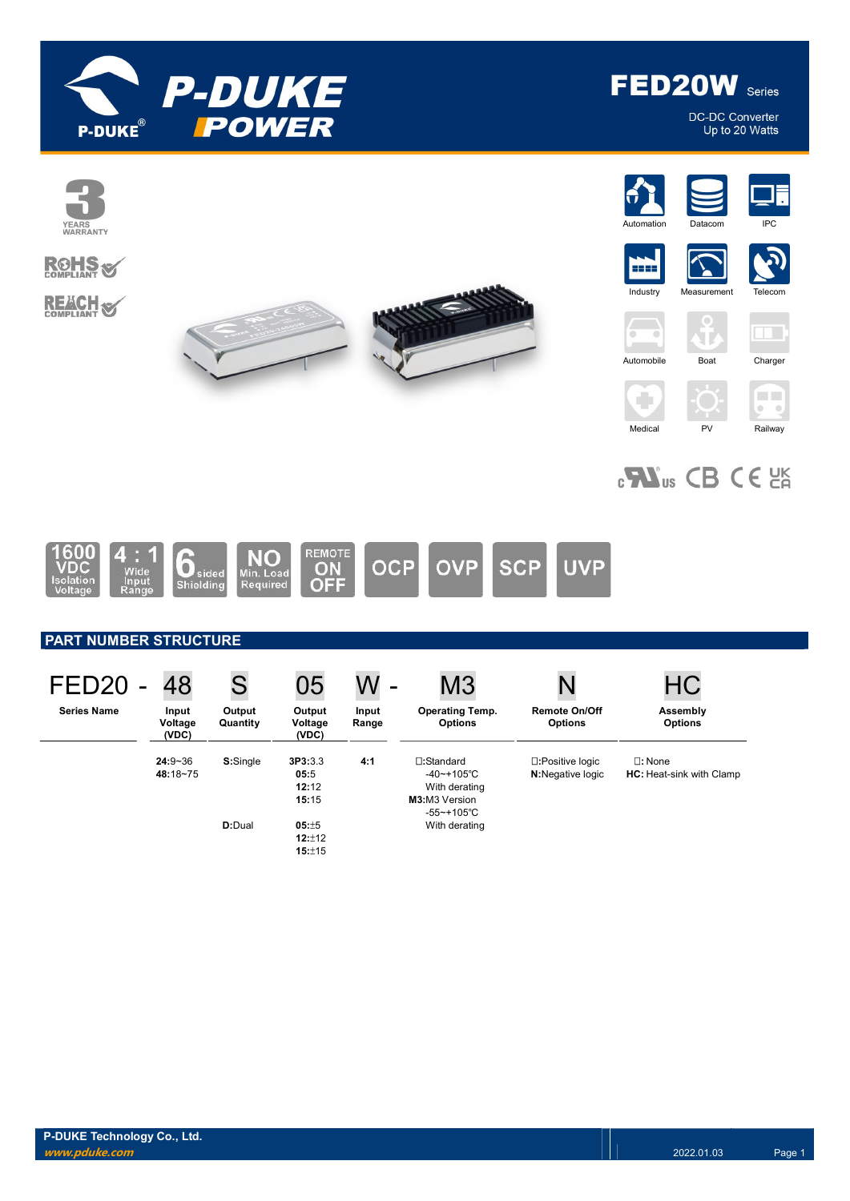# FED20W Series

DC-DC Converter
Up to 20 Watts

3 YEARS WARRANTY

RoHS COMPLIANT

REACH COMPLIANT

Automation | Datacom | IPC | Industry | Measurement | Telecom | Automobile | Boat | Charger | Medical | PV | Railway

1600 VDC Isolation Voltage | 4 : 1 Wide Input Range | 6 sided Shielding | NO Min. Load Required | REMOTE ON OFF | OCP | OVP | SCP | UVP

## PART NUMBER STRUCTURE

| FED20 - | 48 | S | 05 | W - | M3 | N | HC |
|---|---|---|---|---|---|---|---|
| **Series Name** | **Input Voltage (VDC)** | **Output Quantity** | **Output Voltage (VDC)** | **Input Range** | **Operating Temp. Options** | **Remote On/Off Options** | **Assembly Options** |
| | **24**:9~36<br>**48**:18~75 | **S**:Single | **3P3**:3.3<br>**05**:5<br>**12**:12<br>**15**:15 | **4:1** | ☐:Standard<br>-40~+105℃<br>With derating<br>**M3**:M3 Version<br>-55~+105℃<br>With derating | ☐:Positive logic<br>**N**:Negative logic | ☐: None<br>**HC**: Heat-sink with Clamp |
| | | **D**:Dual | **05**:±5<br>**12**:±12<br>**15**:±15 | | | | |

P-DUKE Technology Co., Ltd.
www.pduke.com
2022.01.03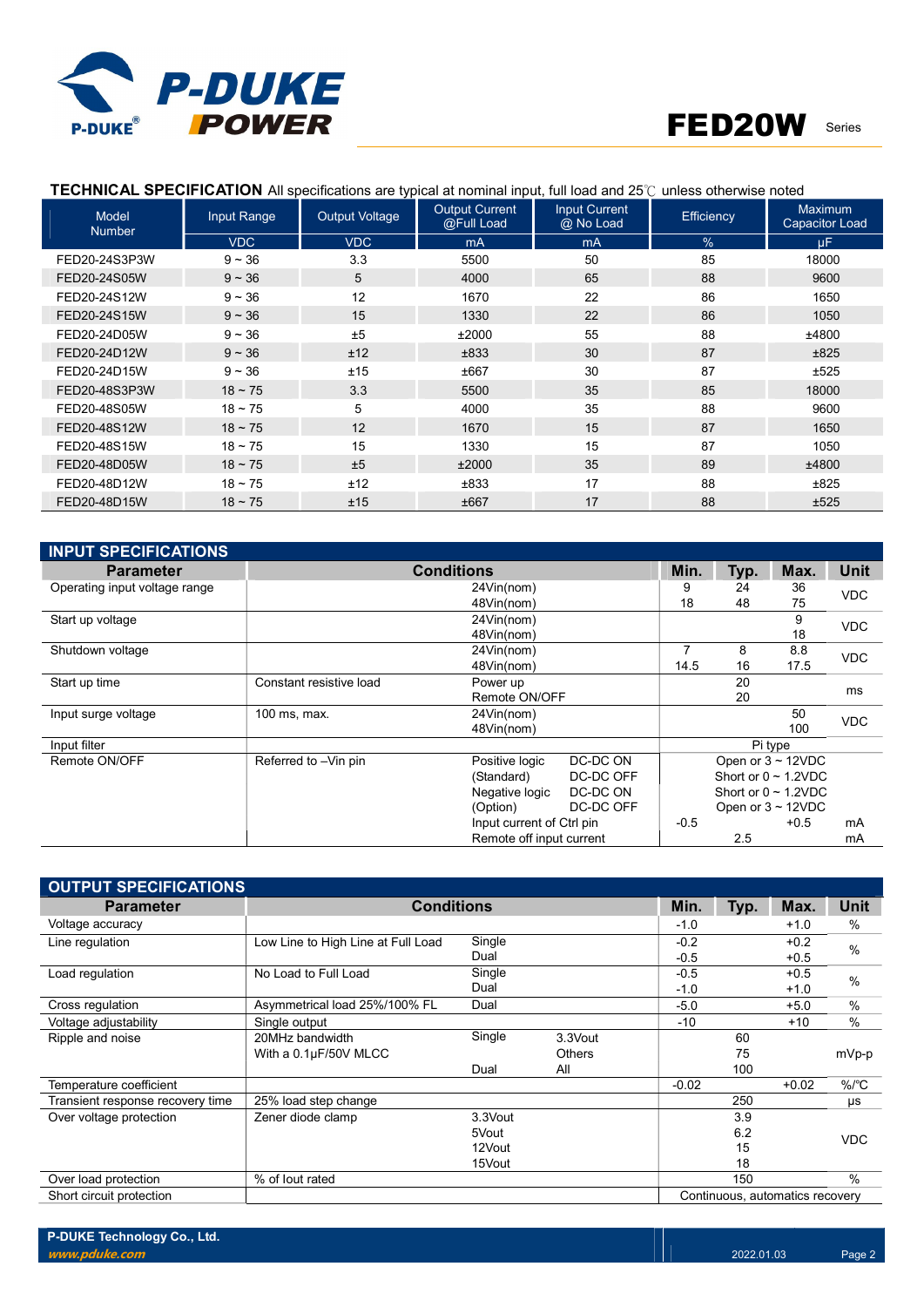## TECHNICAL SPECIFICATION

All specifications are typical at nominal input, full load and 25℃ unless otherwise noted

| Model Number | Input Range | Output Voltage | Output Current @Full Load | Input Current @ No Load | Efficiency | Maximum Capacitor Load |
|---|---|---|---|---|---|---|
| | VDC | VDC | mA | mA | % | μF |
| FED20-24S3P3W | 9 ~ 36 | 3.3 | 5500 | 50 | 85 | 18000 |
| FED20-24S05W | 9 ~ 36 | 5 | 4000 | 65 | 88 | 9600 |
| FED20-24S12W | 9 ~ 36 | 12 | 1670 | 22 | 86 | 1650 |
| FED20-24S15W | 9 ~ 36 | 15 | 1330 | 22 | 86 | 1050 |
| FED20-24D05W | 9 ~ 36 | ±5 | ±2000 | 55 | 88 | ±4800 |
| FED20-24D12W | 9 ~ 36 | ±12 | ±833 | 30 | 87 | ±825 |
| FED20-24D15W | 9 ~ 36 | ±15 | ±667 | 30 | 87 | ±525 |
| FED20-48S3P3W | 18 ~ 75 | 3.3 | 5500 | 35 | 85 | 18000 |
| FED20-48S05W | 18 ~ 75 | 5 | 4000 | 35 | 88 | 9600 |
| FED20-48S12W | 18 ~ 75 | 12 | 1670 | 15 | 87 | 1650 |
| FED20-48S15W | 18 ~ 75 | 15 | 1330 | 15 | 87 | 1050 |
| FED20-48D05W | 18 ~ 75 | ±5 | ±2000 | 35 | 89 | ±4800 |
| FED20-48D12W | 18 ~ 75 | ±12 | ±833 | 17 | 88 | ±825 |
| FED20-48D15W | 18 ~ 75 | ±15 | ±667 | 17 | 88 | ±525 |

## INPUT SPECIFICATIONS

| Parameter | Conditions | | | Min. | Typ. | Max. | Unit |
|---|---|---|---|---|---|---|---|
| Operating input voltage range | | 24Vin(nom) | | 9 | 24 | 36 | VDC |
| | | 48Vin(nom) | | 18 | 48 | 75 | |
| Start up voltage | | 24Vin(nom) | | | | 9 | VDC |
| | | 48Vin(nom) | | | | 18 | |
| Shutdown voltage | | 24Vin(nom) | | 7 | 8 | 8.8 | VDC |
| | | 48Vin(nom) | | 14.5 | 16 | 17.5 | |
| Start up time | Constant resistive load | Power up | | | 20 | | ms |
| | | Remote ON/OFF | | | 20 | | |
| Input surge voltage | 100 ms, max. | 24Vin(nom) | | | | 50 | VDC |
| | | 48Vin(nom) | | | | 100 | |
| Input filter | | | | Pi type | | | |
| Remote ON/OFF | Referred to –Vin pin | Positive logic | DC-DC ON | Open or 3 ~ 12VDC | | | |
| | | (Standard) | DC-DC OFF | Short or 0 ~ 1.2VDC | | | |
| | | Negative logic | DC-DC ON | Short or 0 ~ 1.2VDC | | | |
| | | (Option) | DC-DC OFF | Open or 3 ~ 12VDC | | | |
| | | Input current of Ctrl pin | | -0.5 | | +0.5 | mA |
| | | Remote off input current | | | 2.5 | | mA |

## OUTPUT SPECIFICATIONS

| Parameter | Conditions | | | Min. | Typ. | Max. | Unit |
|---|---|---|---|---|---|---|---|
| Voltage accuracy | | | | -1.0 | | +1.0 | % |
| Line regulation | Low Line to High Line at Full Load | Single | | -0.2 | | +0.2 | % |
| | | Dual | | -0.5 | | +0.5 | |
| Load regulation | No Load to Full Load | Single | | -0.5 | | +0.5 | % |
| | | Dual | | -1.0 | | +1.0 | |
| Cross regulation | Asymmetrical load 25%/100% FL | Dual | | -5.0 | | +5.0 | % |
| Voltage adjustability | Single output | | | -10 | | +10 | % |
| Ripple and noise | 20MHz bandwidth | Single | 3.3Vout | | 60 | | mVp-p |
| | With a 0.1μF/50V MLCC | | Others | | 75 | | |
| | | Dual | All | | 100 | | |
| Temperature coefficient | | | | -0.02 | | +0.02 | %/°C |
| Transient response recovery time | 25% load step change | | | | 250 | | μs |
| Over voltage protection | Zener diode clamp | 3.3Vout | | | 3.9 | | VDC |
| | | 5Vout | | | 6.2 | | |
| | | 12Vout | | | 15 | | |
| | | 15Vout | | | 18 | | |
| Over load protection | % of Iout rated | | | | 150 | | % |
| Short circuit protection | | | | Continuous, automatics recovery | | | |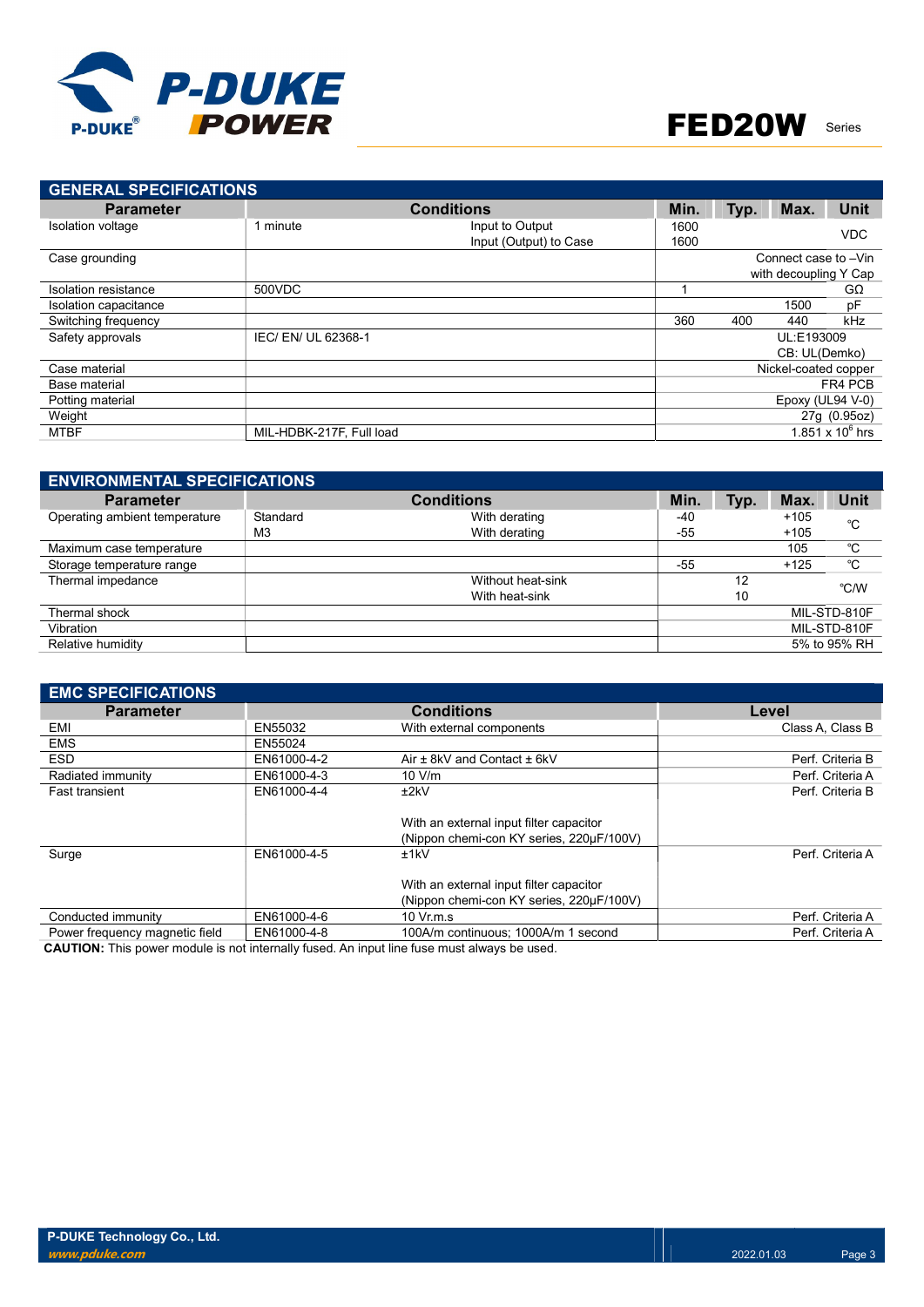## GENERAL SPECIFICATIONS

| Parameter | Conditions | | Min. | Typ. | Max. | Unit |
|---|---|---|---|---|---|---|
| Isolation voltage | 1 minute | Input to Output<br>Input (Output) to Case | 1600<br>1600 | | | VDC |
| Case grounding | | | Connect case to –Vin with decoupling Y Cap | | | |
| Isolation resistance | 500VDC | | 1 | | | GΩ |
| Isolation capacitance | | | | | 1500 | pF |
| Switching frequency | | | 360 | 400 | 440 | kHz |
| Safety approvals | IEC/ EN/ UL 62368-1 | | UL:E193009<br>CB: UL(Demko) | | | |
| Case material | | | Nickel-coated copper | | | |
| Base material | | | FR4 PCB | | | |
| Potting material | | | Epoxy (UL94 V-0) | | | |
| Weight | | | 27g (0.95oz) | | | |
| MTBF | MIL-HDBK-217F, Full load | | $1.851 \times 10^{6}$ hrs | | | |

## ENVIRONMENTAL SPECIFICATIONS

| Parameter | Conditions | | Min. | Typ. | Max. | Unit |
|---|---|---|---|---|---|---|
| Operating ambient temperature | Standard<br>M3 | With derating<br>With derating | -40<br>-55 | | +105<br>+105 | ℃ |
| Maximum case temperature | | | | | 105 | ℃ |
| Storage temperature range | | | -55 | | +125 | ℃ |
| Thermal impedance | | Without heat-sink<br>With heat-sink | | 12<br>10 | | ℃/W |
| Thermal shock | | | MIL-STD-810F | | | |
| Vibration | | | MIL-STD-810F | | | |
| Relative humidity | | | 5% to 95% RH | | | |

## EMC SPECIFICATIONS

| Parameter | Conditions | | Level |
|---|---|---|---|
| EMI | EN55032 | With external components | Class A, Class B |
| EMS | EN55024 | | |
| ESD | EN61000-4-2 | Air ± 8kV and Contact ± 6kV | Perf. Criteria B |
| Radiated immunity | EN61000-4-3 | 10 V/m | Perf. Criteria A |
| Fast transient | EN61000-4-4 | ±2kV<br><br>With an external input filter capacitor (Nippon chemi-con KY series, 220μF/100V) | Perf. Criteria B |
| Surge | EN61000-4-5 | ±1kV<br><br>With an external input filter capacitor (Nippon chemi-con KY series, 220μF/100V) | Perf. Criteria A |
| Conducted immunity | EN61000-4-6 | 10 Vr.m.s | Perf. Criteria A |
| Power frequency magnetic field | EN61000-4-8 | 100A/m continuous; 1000A/m 1 second | Perf. Criteria A |

**CAUTION:** This power module is not internally fused. An input line fuse must always be used.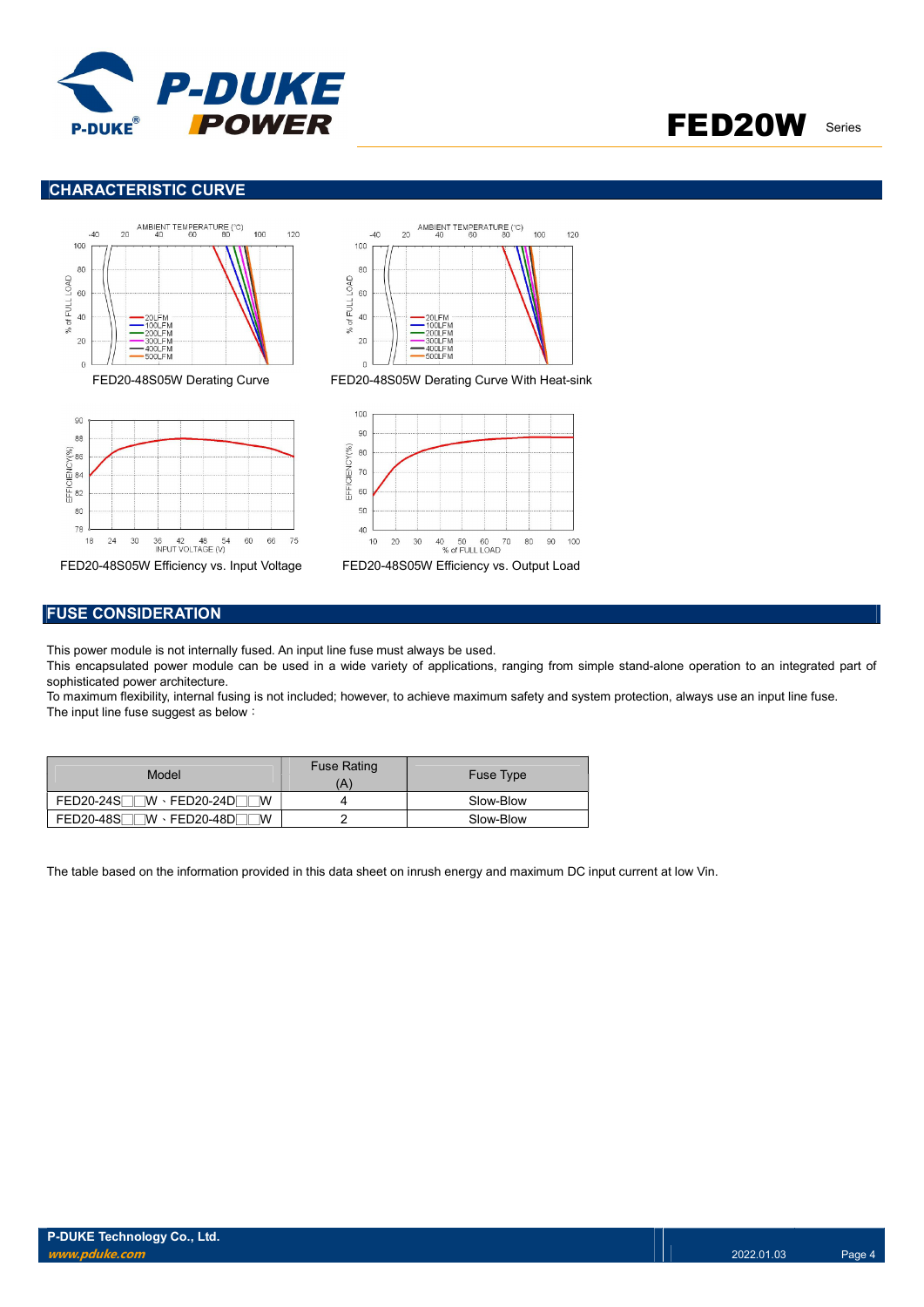## CHARACTERISTIC CURVE

FED20-48S05W Derating Curve

FED20-48S05W Derating Curve With Heat-sink

FED20-48S05W Efficiency vs. Input Voltage

FED20-48S05W Efficiency vs. Output Load

## FUSE CONSIDERATION

This power module is not internally fused. An input line fuse must always be used.
This encapsulated power module can be used in a wide variety of applications, ranging from simple stand-alone operation to an integrated part of sophisticated power architecture.
To maximum flexibility, internal fusing is not included; however, to achieve maximum safety and system protection, always use an input line fuse.
The input line fuse suggest as below：

| Model | Fuse Rating (A) | Fuse Type |
|---|---|---|
| FED20-24S□□W、FED20-24D□□W | 4 | Slow-Blow |
| FED20-48S□□W、FED20-48D□□W | 2 | Slow-Blow |

The table based on the information provided in this data sheet on inrush energy and maximum DC input current at low Vin.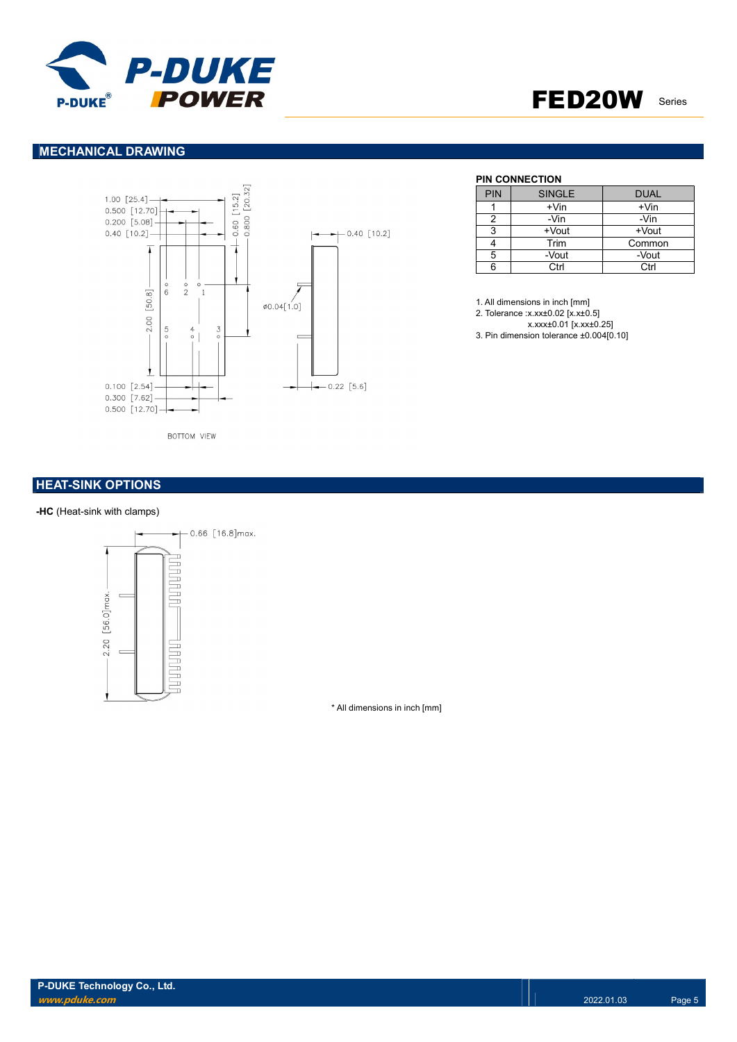## MECHANICAL DRAWING

**PIN CONNECTION**

| PIN | SINGLE | DUAL |
|---|---|---|
| 1 | +Vin | +Vin |
| 2 | -Vin | -Vin |
| 3 | +Vout | +Vout |
| 4 | Trim | Common |
| 5 | -Vout | -Vout |
| 6 | Ctrl | Ctrl |

1. All dimensions in inch [mm]
2. Tolerance :x.xx±0.02 [x.x±0.5]
   x.xxx±0.01 [x.xx±0.25]
3. Pin dimension tolerance ±0.004[0.10]

BOTTOM VIEW

## HEAT-SINK OPTIONS

**-HC** (Heat-sink with clamps)

* All dimensions in inch [mm]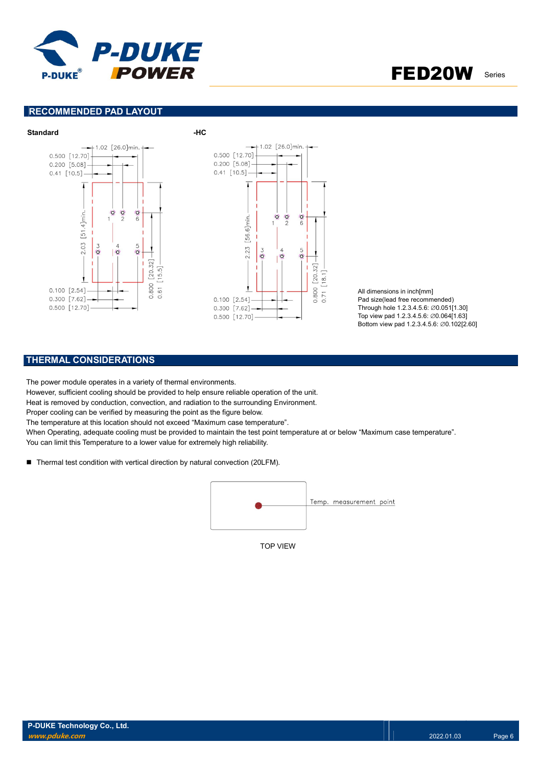## RECOMMENDED PAD LAYOUT

**Standard**

**-HC**

All dimensions in inch[mm]
Pad size(lead free recommended)
Through hole 1.2.3.4.5.6: ∅0.051[1.30]
Top view pad 1.2.3.4.5.6: ∅0.064[1.63]
Bottom view pad 1.2.3.4.5.6: ∅0.102[2.60]

## THERMAL CONSIDERATIONS

The power module operates in a variety of thermal environments.
However, sufficient cooling should be provided to help ensure reliable operation of the unit.
Heat is removed by conduction, convection, and radiation to the surrounding Environment.
Proper cooling can be verified by measuring the point as the figure below.
The temperature at this location should not exceed “Maximum case temperature”.
When Operating, adequate cooling must be provided to maintain the test point temperature at or below “Maximum case temperature”.
You can limit this Temperature to a lower value for extremely high reliability.

- Thermal test condition with vertical direction by natural convection (20LFM).

TOP VIEW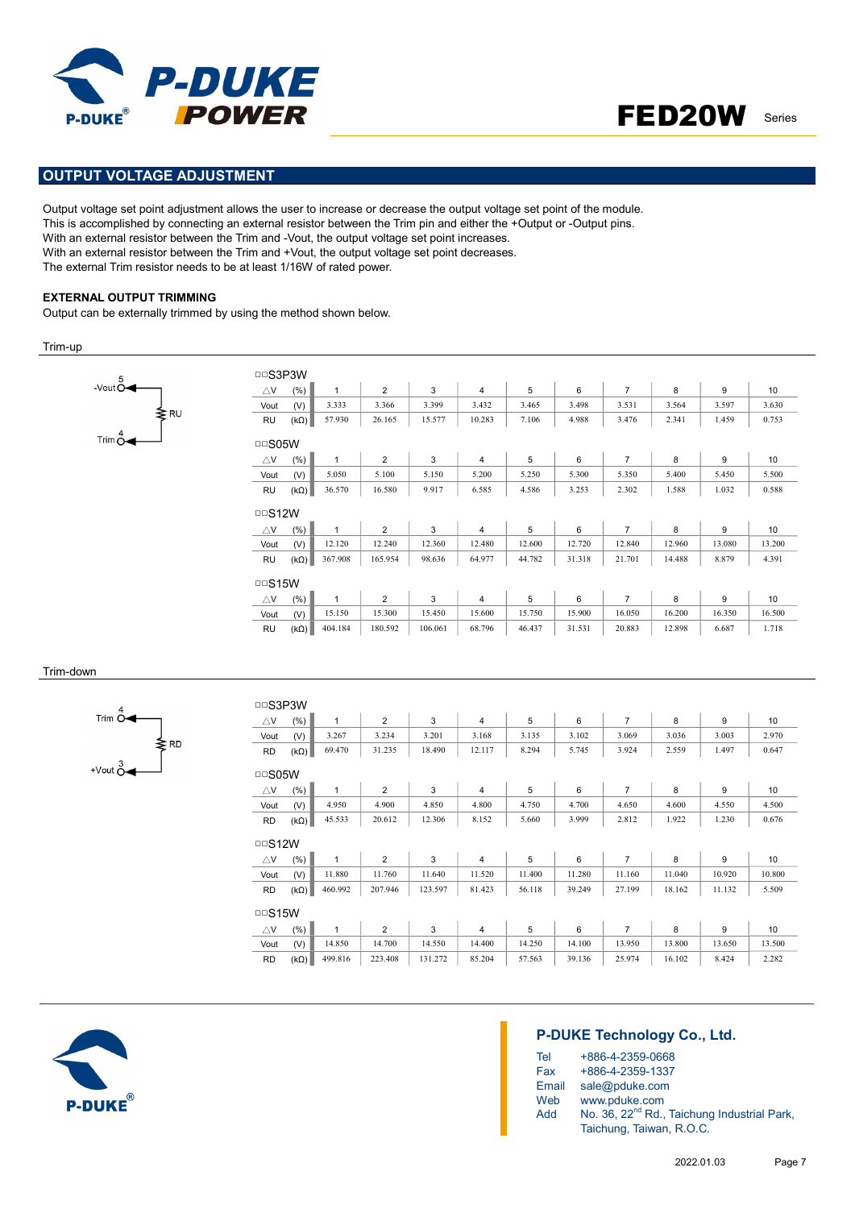## OUTPUT VOLTAGE ADJUSTMENT

Output voltage set point adjustment allows the user to increase or decrease the output voltage set point of the module.
This is accomplished by connecting an external resistor between the Trim pin and either the +Output or -Output pins.
With an external resistor between the Trim and -Vout, the output voltage set point increases.
With an external resistor between the Trim and +Vout, the output voltage set point decreases.
The external Trim resistor needs to be at least 1/16W of rated power.

### EXTERNAL OUTPUT TRIMMING

Output can be externally trimmed by using the method shown below.

Trim-up

-Vout 5
RU
Trim 4

□□S3P3W

| △V (%) | 1 | 2 | 3 | 4 | 5 | 6 | 7 | 8 | 9 | 10 |
|---|---|---|---|---|---|---|---|---|---|---|
| Vout (V) | 3.333 | 3.366 | 3.399 | 3.432 | 3.465 | 3.498 | 3.531 | 3.564 | 3.597 | 3.630 |
| RU (kΩ) | 57.930 | 26.165 | 15.577 | 10.283 | 7.106 | 4.988 | 3.476 | 2.341 | 1.459 | 0.753 |

□□S05W

| △V (%) | 1 | 2 | 3 | 4 | 5 | 6 | 7 | 8 | 9 | 10 |
|---|---|---|---|---|---|---|---|---|---|---|
| Vout (V) | 5.050 | 5.100 | 5.150 | 5.200 | 5.250 | 5.300 | 5.350 | 5.400 | 5.450 | 5.500 |
| RU (kΩ) | 36.570 | 16.580 | 9.917 | 6.585 | 4.586 | 3.253 | 2.302 | 1.588 | 1.032 | 0.588 |

□□S12W

| △V (%) | 1 | 2 | 3 | 4 | 5 | 6 | 7 | 8 | 9 | 10 |
|---|---|---|---|---|---|---|---|---|---|---|
| Vout (V) | 12.120 | 12.240 | 12.360 | 12.480 | 12.600 | 12.720 | 12.840 | 12.960 | 13.080 | 13.200 |
| RU (kΩ) | 367.908 | 165.954 | 98.636 | 64.977 | 44.782 | 31.318 | 21.701 | 14.488 | 8.879 | 4.391 |

□□S15W

| △V (%) | 1 | 2 | 3 | 4 | 5 | 6 | 7 | 8 | 9 | 10 |
|---|---|---|---|---|---|---|---|---|---|---|
| Vout (V) | 15.150 | 15.300 | 15.450 | 15.600 | 15.750 | 15.900 | 16.050 | 16.200 | 16.350 | 16.500 |
| RU (kΩ) | 404.184 | 180.592 | 106.061 | 68.796 | 46.437 | 31.531 | 20.883 | 12.898 | 6.687 | 1.718 |

Trim-down

Trim 4
RD
+Vout 3

□□S3P3W

| △V (%) | 1 | 2 | 3 | 4 | 5 | 6 | 7 | 8 | 9 | 10 |
|---|---|---|---|---|---|---|---|---|---|---|
| Vout (V) | 3.267 | 3.234 | 3.201 | 3.168 | 3.135 | 3.102 | 3.069 | 3.036 | 3.003 | 2.970 |
| RD (kΩ) | 69.470 | 31.235 | 18.490 | 12.117 | 8.294 | 5.745 | 3.924 | 2.559 | 1.497 | 0.647 |

□□S05W

| △V (%) | 1 | 2 | 3 | 4 | 5 | 6 | 7 | 8 | 9 | 10 |
|---|---|---|---|---|---|---|---|---|---|---|
| Vout (V) | 4.950 | 4.900 | 4.850 | 4.800 | 4.750 | 4.700 | 4.650 | 4.600 | 4.550 | 4.500 |
| RD (kΩ) | 45.533 | 20.612 | 12.306 | 8.152 | 5.660 | 3.999 | 2.812 | 1.922 | 1.230 | 0.676 |

□□S12W

| △V (%) | 1 | 2 | 3 | 4 | 5 | 6 | 7 | 8 | 9 | 10 |
|---|---|---|---|---|---|---|---|---|---|---|
| Vout (V) | 11.880 | 11.760 | 11.640 | 11.520 | 11.400 | 11.280 | 11.160 | 11.040 | 10.920 | 10.800 |
| RD (kΩ) | 460.992 | 207.946 | 123.597 | 81.423 | 56.118 | 39.249 | 27.199 | 18.162 | 11.132 | 5.509 |

□□S15W

| △V (%) | 1 | 2 | 3 | 4 | 5 | 6 | 7 | 8 | 9 | 10 |
|---|---|---|---|---|---|---|---|---|---|---|
| Vout (V) | 14.850 | 14.700 | 14.550 | 14.400 | 14.250 | 14.100 | 13.950 | 13.800 | 13.650 | 13.500 |
| RD (kΩ) | 499.816 | 223.408 | 131.272 | 85.204 | 57.563 | 39.136 | 25.974 | 16.102 | 8.424 | 2.282 |

**P-DUKE Technology Co., Ltd.**

Tel +886-4-2359-0668
Fax +886-4-2359-1337
Email sale@pduke.com
Web www.pduke.com
Add No. 36, 22nd Rd., Taichung Industrial Park, Taichung, Taiwan, R.O.C.

2022.01.03